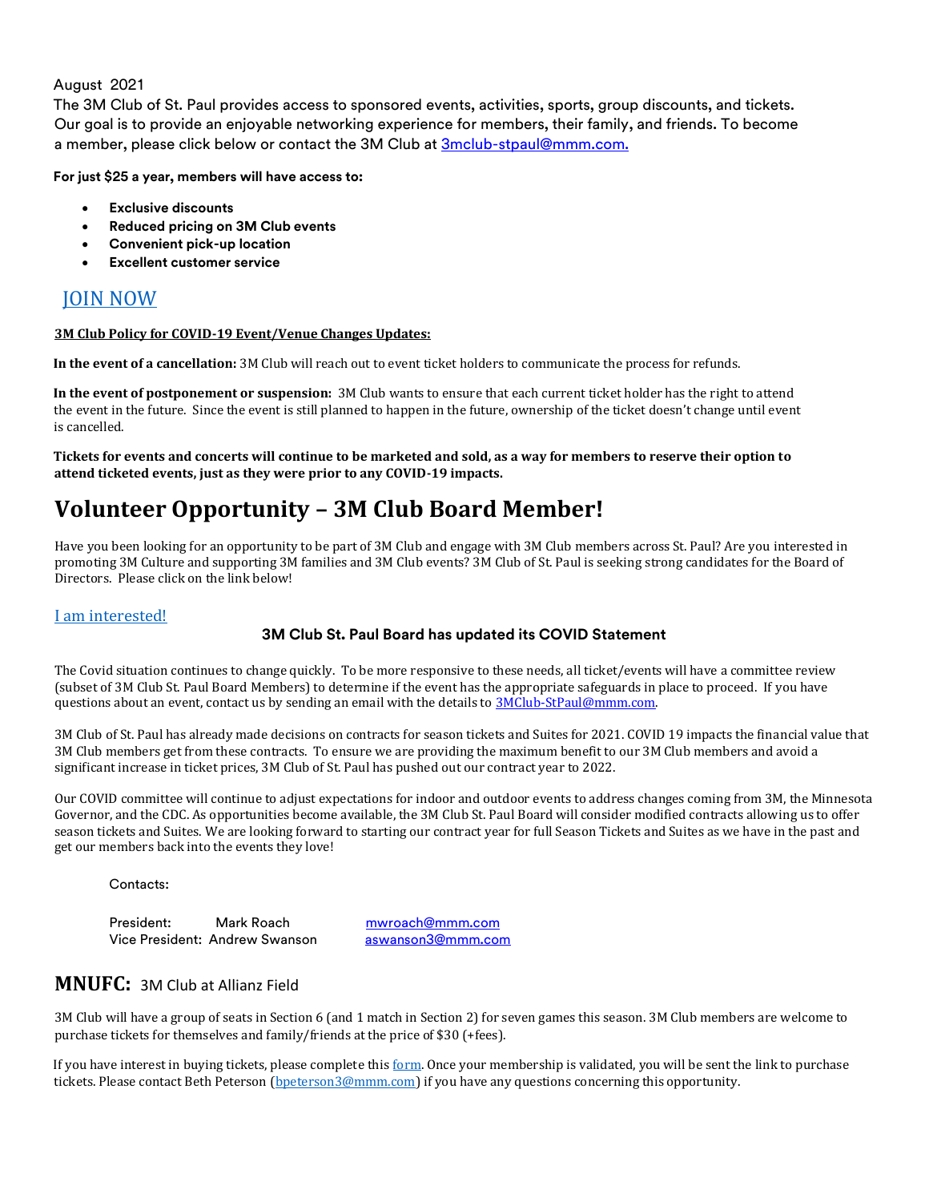August 2021

The 3M Club of St. Paul provides access to sponsored events, activities, sports, group discounts, and tickets. Our goal is to provide an enjoyable networking experience for members, their family, and friends. To become a member, please click below or contact the 3M Club at 3mclub-stpaul@mmm.com.

**For just $25 a year, members will have access to:**

- **Exclusive discounts**
- **Reduced pricing on 3M Club events**
- **Convenient pick-up location**
- **Excellent customer service**

JOIN NOW

**3M Club Policy for COVID-19 Event/Venue Changes Updates:**

**In the event of a cancellation:** 3M Club will reach out to event ticket holders to communicate the process for refunds.

**In the event of postponement or suspension:** 3M Club wants to ensure that each current ticket holder has the right to attend the event in the future. Since the event is still planned to happen in the future, ownership of the ticket doesn't change until event is cancelled.

**Tickets for events and concerts will continue to be marketed and sold, as a way for members to reserve their option to attend ticketed events, just as they were prior to any COVID-19 impacts.**

# Volunteer Opportunity – 3M Club Board Member!

Have you been looking for an opportunity to be part of 3M Club and engage with 3M Club members across St. Paul? Are you interested in promoting 3M Culture and supporting 3M families and 3M Club events? 3M Club of St. Paul is seeking strong candidates for the Board of Directors. Please click on the link below!

I am interested!

### 3M Club St. Paul Board has updated its COVID Statement

The Covid situation continues to change quickly. To be more responsive to these needs, all ticket/events will have a committee review (subset of 3M Club St. Paul Board Members) to determine if the event has the appropriate safeguards in place to proceed. If you have questions about an event, contact us by sending an email with the details to 3MClub-StPaul@mmm.com.

3M Club of St. Paul has already made decisions on contracts for season tickets and Suites for 2021. COVID 19 impacts the financial value that 3M Club members get from these contracts. To ensure we are providing the maximum benefit to our 3M Club members and avoid a significant increase in ticket prices, 3M Club of St. Paul has pushed out our contract year to 2022.

Our COVID committee will continue to adjust expectations for indoor and outdoor events to address changes coming from 3M, the Minnesota Governor, and the CDC. As opportunities become available, the 3M Club St. Paul Board will consider modified contracts allowing us to offer season tickets and Suites. We are looking forward to starting our contract year for full Season Tickets and Suites as we have in the past and get our members back into the events they love!

Contacts:

President: Mark Roach mwroach@mmm.com
Vice President: Andrew Swanson aswanson3@mmm.com

## **MNUFC:** 3M Club at Allianz Field

3M Club will have a group of seats in Section 6 (and 1 match in Section 2) for seven games this season. 3M Club members are welcome to purchase tickets for themselves and family/friends at the price of $30 (+fees).

If you have interest in buying tickets, please complete this form. Once your membership is validated, you will be sent the link to purchase tickets. Please contact Beth Peterson (bpeterson3@mmm.com) if you have any questions concerning this opportunity.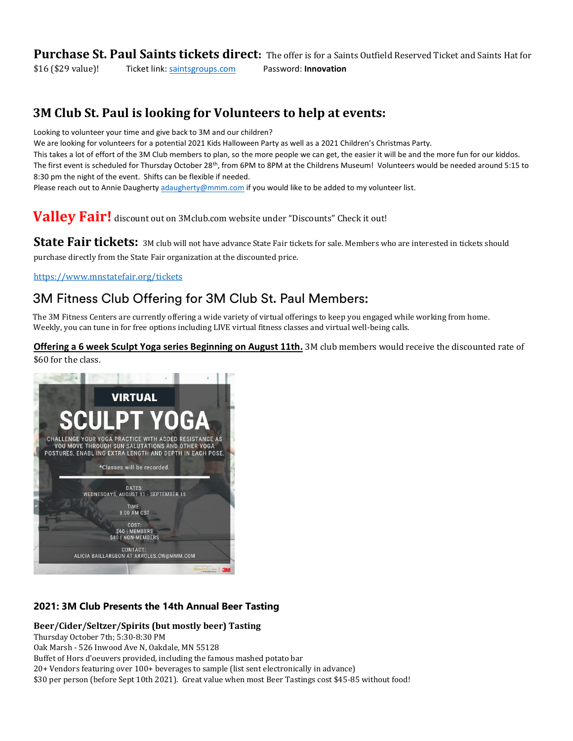**Purchase St. Paul Saints tickets direct:** The offer is for a Saints Outfield Reserved Ticket and Saints Hat for $16 ($29 value)! Ticket link: saintsgroups.com Password: **Innovation**

## 3M Club St. Paul is looking for Volunteers to help at events:

Looking to volunteer your time and give back to 3M and our children?
We are looking for volunteers for a potential 2021 Kids Halloween Party as well as a 2021 Children's Christmas Party.
This takes a lot of effort of the 3M Club members to plan, so the more people we can get, the easier it will be and the more fun for our kiddos.
The first event is scheduled for Thursday October 28th, from 6PM to 8PM at the Childrens Museum! Volunteers would be needed around 5:15 to 8:30 pm the night of the event. Shifts can be flexible if needed.
Please reach out to Annie Daugherty adaugherty@mmm.com if you would like to be added to my volunteer list.

**Valley Fair!** discount out on 3Mclub.com website under "Discounts" Check it out!

**State Fair tickets:** 3M club will not have advance State Fair tickets for sale. Members who are interested in tickets should purchase directly from the State Fair organization at the discounted price.

https://www.mnstatefair.org/tickets

## 3M Fitness Club Offering for 3M Club St. Paul Members:

The 3M Fitness Centers are currently offering a wide variety of virtual offerings to keep you engaged while working from home. Weekly, you can tune in for free options including LIVE virtual fitness classes and virtual well-being calls.

**Offering a 6 week Sculpt Yoga series Beginning on August 11th.** 3M club members would receive the discounted rate of $60 for the class.

VIRTUAL
SCULPT YOGA
CHALLENGE YOUR YOGA PRACTICE WITH ADDED RESISTANCE AS YOU MOVE THROUGH SUN SALUTATIONS AND OTHER YOGA POSTURES, ENABLING EXTRA LENGTH AND DEPTH IN EACH POSE.
*Classes will be recorded.
DATES: WEDNESDAYS, AUGUST 11 - SEPTEMBER 15
TIME: 8:00 AM CST
COST: $60 | MEMBERS $80 | NON-MEMBERS
CONTACT: ALICIA BAILLARGEON AT AKROLES.CW@MMM.COM

### 2021: 3M Club Presents the 14th Annual Beer Tasting

**Beer/Cider/Seltzer/Spirits (but mostly beer) Tasting**
Thursday October 7th; 5:30-8:30 PM
Oak Marsh - 526 Inwood Ave N, Oakdale, MN 55128
Buffet of Hors d'oeuvers provided, including the famous mashed potato bar
20+ Vendors featuring over 100+ beverages to sample (list sent electronically in advance)
$30 per person (before Sept 10th 2021). Great value when most Beer Tastings cost $45-85 without food!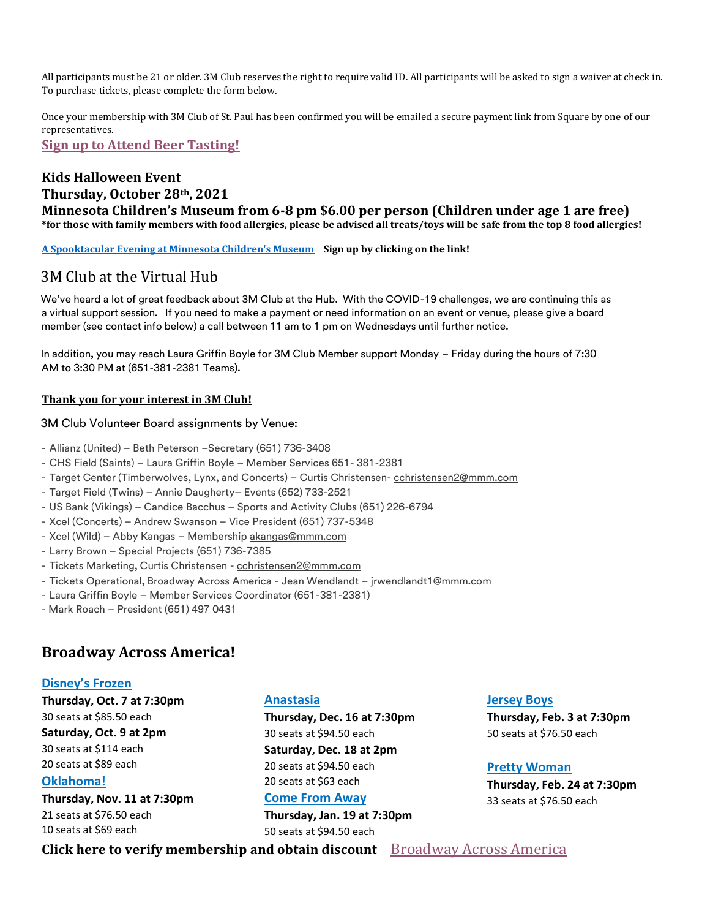All participants must be 21 or older. 3M Club reserves the right to require valid ID. All participants will be asked to sign a waiver at check in. To purchase tickets, please complete the form below.

Once your membership with 3M Club of St. Paul has been confirmed you will be emailed a secure payment link from Square by one of our representatives.

**Sign up to Attend Beer Tasting!**

### Kids Halloween Event
### Thursday, October 28th, 2021
### Minnesota Children's Museum from 6-8 pm $6.00 per person (Children under age 1 are free)

***for those with family members with food allergies, please be advised all treats/toys will be safe from the top 8 food allergies!**

**A Spooktacular Evening at Minnesota Children's Museum** **Sign up by clicking on the link!**

## 3M Club at the Virtual Hub

We've heard a lot of great feedback about 3M Club at the Hub. With the COVID-19 challenges, we are continuing this as a virtual support session. If you need to make a payment or need information on an event or venue, please give a board member (see contact info below) a call between 11 am to 1 pm on Wednesdays until further notice.

In addition, you may reach Laura Griffin Boyle for 3M Club Member support Monday – Friday during the hours of 7:30 AM to 3:30 PM at (651-381-2381 Teams).

**Thank you for your interest in 3M Club!**

3M Club Volunteer Board assignments by Venue:

- Allianz (United) – Beth Peterson –Secretary (651) 736-3408
- CHS Field (Saints) – Laura Griffin Boyle – Member Services 651- 381-2381
- Target Center (Timberwolves, Lynx, and Concerts) – Curtis Christensen- cchristensen2@mmm.com
- Target Field (Twins) – Annie Daugherty– Events (652) 733-2521
- US Bank (Vikings) – Candice Bacchus – Sports and Activity Clubs (651) 226-6794
- Xcel (Concerts) – Andrew Swanson – Vice President (651) 737-5348
- Xcel (Wild) – Abby Kangas – Membership akangas@mmm.com
- Larry Brown – Special Projects (651) 736-7385
- Tickets Marketing, Curtis Christensen - cchristensen2@mmm.com
- Tickets Operational, Broadway Across America - Jean Wendlandt – jrwendlandt1@mmm.com
- Laura Griffin Boyle – Member Services Coordinator (651-381-2381)
- Mark Roach – President (651) 497 0431

## Broadway Across America!

**Disney's Frozen**

**Thursday, Oct. 7 at 7:30pm**
30 seats at $85.50 each

**Saturday, Oct. 9 at 2pm**
30 seats at $114 each
20 seats at $89 each

**Oklahoma!**

**Thursday, Nov. 11 at 7:30pm**
21 seats at $76.50 each
10 seats at $69 each

**Anastasia**

**Thursday, Dec. 16 at 7:30pm**
30 seats at $94.50 each

**Saturday, Dec. 18 at 2pm**
20 seats at $94.50 each
20 seats at $63 each

**Come From Away**

**Thursday, Jan. 19 at 7:30pm**
50 seats at $94.50 each

**Jersey Boys**

**Thursday, Feb. 3 at 7:30pm**
50 seats at $76.50 each

**Pretty Woman**

**Thursday, Feb. 24 at 7:30pm**
33 seats at $76.50 each

**Click here to verify membership and obtain discount** Broadway Across America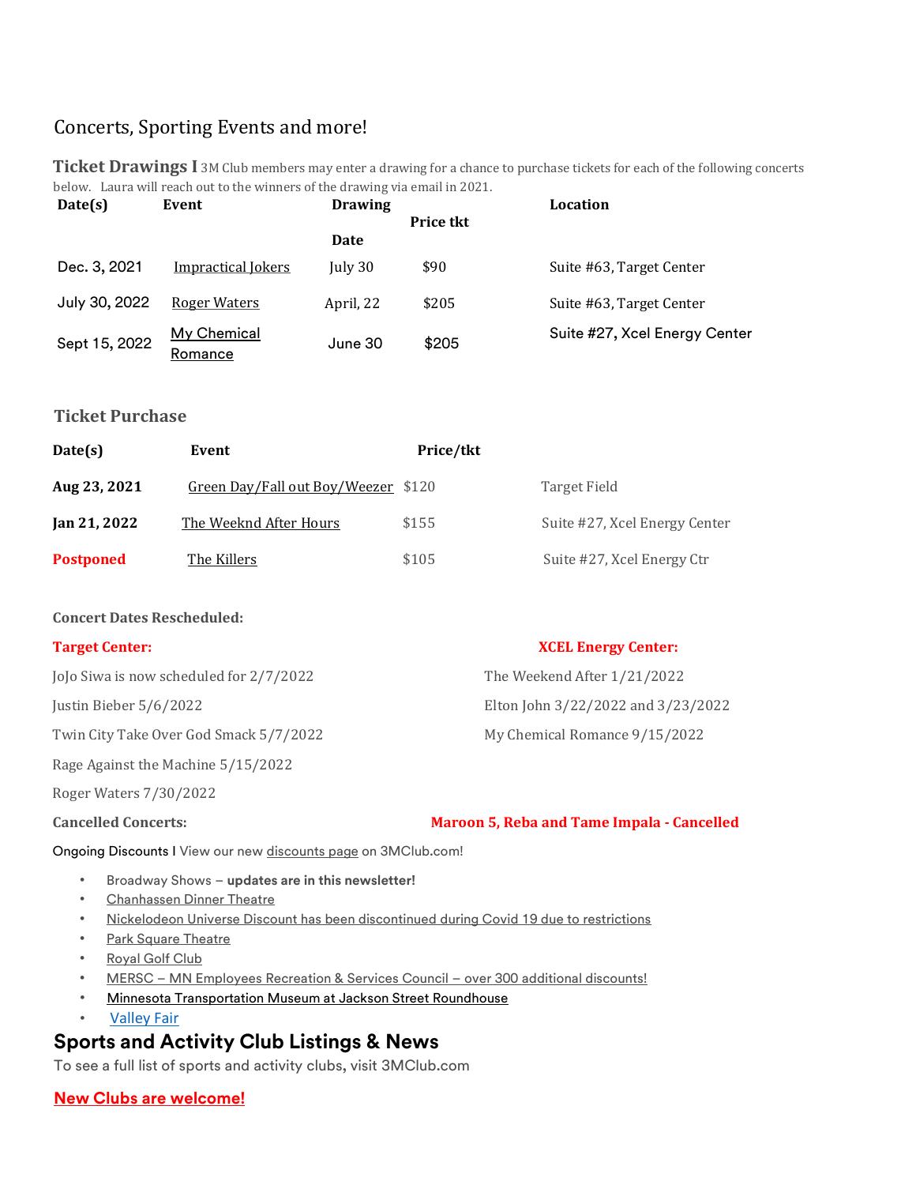## Concerts, Sporting Events and more!

**Ticket Drawings I** 3M Club members may enter a drawing for a chance to purchase tickets for each of the following concerts below. Laura will reach out to the winners of the drawing via email in 2021.

| Date(s) | Event | Drawing Date | Price tkt | Location |
|---|---|---|---|---|
| Dec. 3, 2021 | Impractical Jokers | July 30 | $90 | Suite #63, Target Center |
| July 30, 2022 | Roger Waters | April, 22 | $205 | Suite #63, Target Center |
| Sept 15, 2022 | My Chemical Romance | June 30 | $205 | Suite #27, Xcel Energy Center |

### Ticket Purchase

| Date(s) | Event | Price/tkt | |
|---|---|---|---|
| **Aug 23, 2021** | Green Day/Fall out Boy/Weezer | $120 | Target Field |
| **Jan 21, 2022** | The Weeknd After Hours | $155 | Suite #27, Xcel Energy Center |
| **Postponed** | The Killers | $105 | Suite #27, Xcel Energy Ctr |

**Concert Dates Rescheduled:**

**Target Center:**

JoJo Siwa is now scheduled for 2/7/2022

Justin Bieber 5/6/2022

Twin City Take Over God Smack 5/7/2022

Rage Against the Machine 5/15/2022

Roger Waters 7/30/2022

**XCEL Energy Center:**

The Weekend After 1/21/2022

Elton John 3/22/2022 and 3/23/2022

My Chemical Romance 9/15/2022

**Cancelled Concerts:** **Maroon 5, Reba and Tame Impala - Cancelled**

Ongoing Discounts I View our new discounts page on 3MClub.com!

- Broadway Shows – **updates are in this newsletter!**
- Chanhassen Dinner Theatre
- Nickelodeon Universe Discount has been discontinued during Covid 19 due to restrictions
- Park Square Theatre
- Royal Golf Club
- MERSC – MN Employees Recreation & Services Council – over 300 additional discounts!
- Minnesota Transportation Museum at Jackson Street Roundhouse
- Valley Fair

## Sports and Activity Club Listings & News

To see a full list of sports and activity clubs, visit 3MClub.com

**New Clubs are welcome!**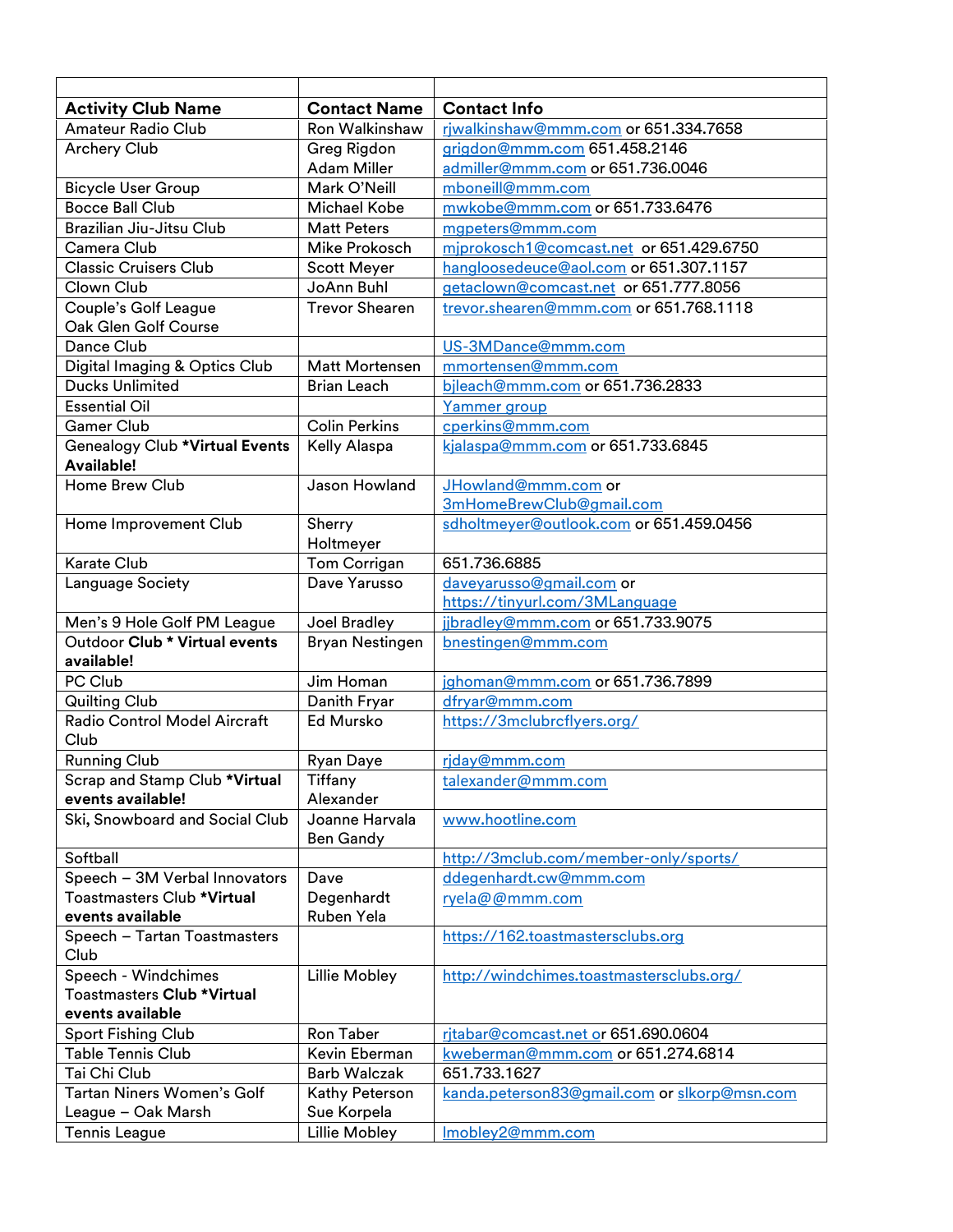| Activity Club Name | Contact Name | Contact Info |
|---|---|---|
| Amateur Radio Club | Ron Walkinshaw | rjwalkinshaw@mmm.com or 651.334.7658 |
| Archery Club | Greg Rigdon<br>Adam Miller | grigdon@mmm.com 651.458.2146<br>admiller@mmm.com or 651.736.0046 |
| Bicycle User Group | Mark O'Neill | mboneill@mmm.com |
| Bocce Ball Club | Michael Kobe | mwkobe@mmm.com or 651.733.6476 |
| Brazilian Jiu-Jitsu Club | Matt Peters | mgpeters@mmm.com |
| Camera Club | Mike Prokosch | mjprokosch1@comcast.net or 651.429.6750 |
| Classic Cruisers Club | Scott Meyer | hangloosedeuce@aol.com or 651.307.1157 |
| Clown Club | JoAnn Buhl | getaclown@comcast.net or 651.777.8056 |
| Couple's Golf League Oak Glen Golf Course | Trevor Shearen | trevor.shearen@mmm.com or 651.768.1118 |
| Dance Club | | US-3MDance@mmm.com |
| Digital Imaging & Optics Club | Matt Mortensen | mmortensen@mmm.com |
| Ducks Unlimited | Brian Leach | bjleach@mmm.com or 651.736.2833 |
| Essential Oil | | Yammer group |
| Gamer Club | Colin Perkins | cperkins@mmm.com |
| Genealogy Club **\*Virtual Events Available!** | Kelly Alaspa | kjalaspa@mmm.com or 651.733.6845 |
| Home Brew Club | Jason Howland | JHowland@mmm.com or 3mHomeBrewClub@gmail.com |
| Home Improvement Club | Sherry Holtmeyer | sdholtmeyer@outlook.com or 651.459.0456 |
| Karate Club | Tom Corrigan | 651.736.6885 |
| Language Society | Dave Yarusso | daveyarusso@gmail.com or https://tinyurl.com/3MLanguage |
| Men's 9 Hole Golf PM League | Joel Bradley | jjbradley@mmm.com or 651.733.9075 |
| Outdoor **Club \* Virtual events available!** | Bryan Nestingen | bnestingen@mmm.com |
| PC Club | Jim Homan | jghoman@mmm.com or 651.736.7899 |
| Quilting Club | Danith Fryar | dfryar@mmm.com |
| Radio Control Model Aircraft Club | Ed Mursko | https://3mclubrcflyers.org/ |
| Running Club | Ryan Daye | rjday@mmm.com |
| Scrap and Stamp Club **\*Virtual events available!** | Tiffany Alexander | talexander@mmm.com |
| Ski, Snowboard and Social Club | Joanne Harvala<br>Ben Gandy | www.hootline.com |
| Softball | | http://3mclub.com/member-only/sports/ |
| Speech – 3M Verbal Innovators Toastmasters Club **\*Virtual events available** | Dave Degenhardt<br>Ruben Yela | ddegenhardt.cw@mmm.com<br>ryela@@mmm.com |
| Speech – Tartan Toastmasters Club | | https://162.toastmastersclubs.org |
| Speech - Windchimes Toastmasters **Club \*Virtual events available** | Lillie Mobley | http://windchimes.toastmastersclubs.org/ |
| Sport Fishing Club | Ron Taber | rjtabar@comcast.net or 651.690.0604 |
| Table Tennis Club | Kevin Eberman | kweberman@mmm.com or 651.274.6814 |
| Tai Chi Club | Barb Walczak | 651.733.1627 |
| Tartan Niners Women's Golf League – Oak Marsh | Kathy Peterson<br>Sue Korpela | kanda.peterson83@gmail.com or slkorp@msn.com |
| Tennis League | Lillie Mobley | lmobley2@mmm.com |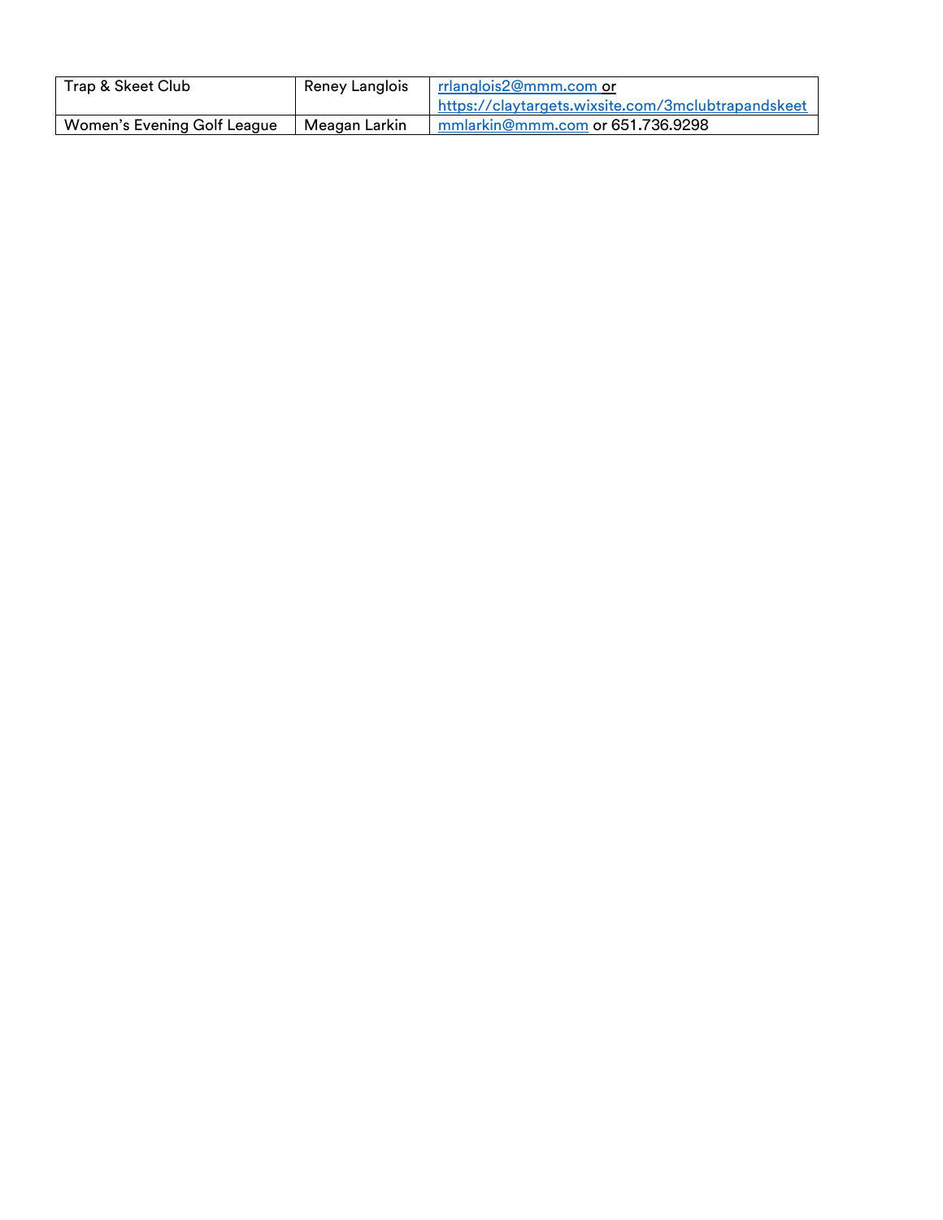| | | |
|---|---|---|
| Trap & Skeet Club | Reney Langlois | rrlanglois2@mmm.com or https://claytargets.wixsite.com/3mclubtrapandskeet |
| Women's Evening Golf League | Meagan Larkin | mmlarkin@mmm.com or 651.736.9298 |